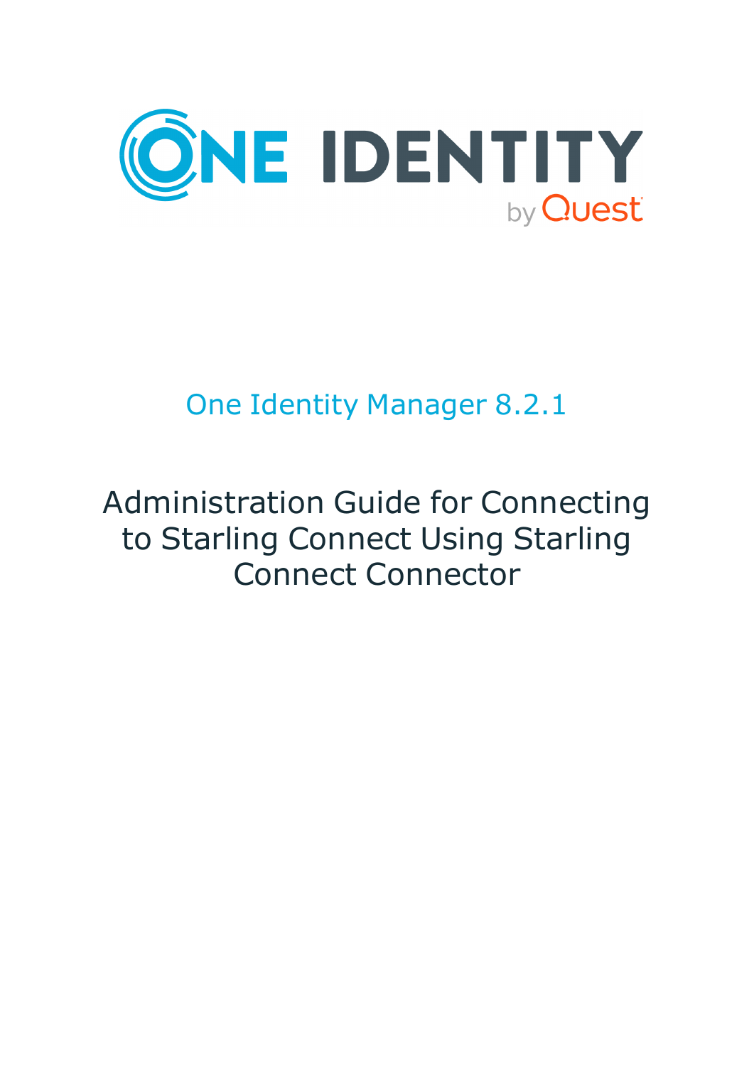# One Identity Manager 8.2.1

## Administration Guide for Connecting to Starling Connect Using Starling Connect Connector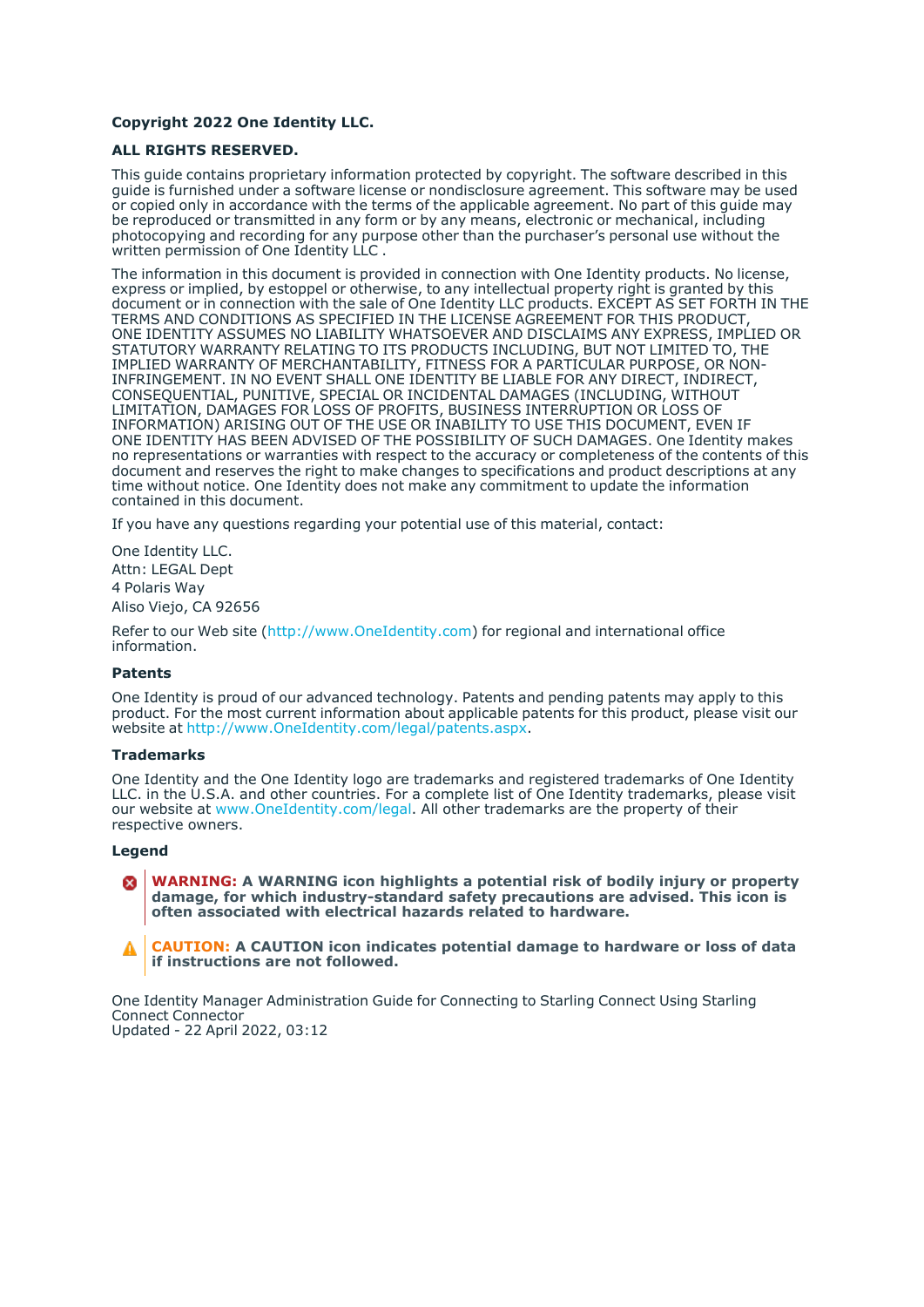**Copyright 2022 One Identity LLC.**

**ALL RIGHTS RESERVED.**

This guide contains proprietary information protected by copyright. The software described in this guide is furnished under a software license or nondisclosure agreement. This software may be used or copied only in accordance with the terms of the applicable agreement. No part of this guide may be reproduced or transmitted in any form or by any means, electronic or mechanical, including photocopying and recording for any purpose other than the purchaser's personal use without the written permission of One Identity LLC .

The information in this document is provided in connection with One Identity products. No license, express or implied, by estoppel or otherwise, to any intellectual property right is granted by this document or in connection with the sale of One Identity LLC products. EXCEPT AS SET FORTH IN THE TERMS AND CONDITIONS AS SPECIFIED IN THE LICENSE AGREEMENT FOR THIS PRODUCT, ONE IDENTITY ASSUMES NO LIABILITY WHATSOEVER AND DISCLAIMS ANY EXPRESS, IMPLIED OR STATUTORY WARRANTY RELATING TO ITS PRODUCTS INCLUDING, BUT NOT LIMITED TO, THE IMPLIED WARRANTY OF MERCHANTABILITY, FITNESS FOR A PARTICULAR PURPOSE, OR NON-INFRINGEMENT. IN NO EVENT SHALL ONE IDENTITY BE LIABLE FOR ANY DIRECT, INDIRECT, CONSEQUENTIAL, PUNITIVE, SPECIAL OR INCIDENTAL DAMAGES (INCLUDING, WITHOUT LIMITATION, DAMAGES FOR LOSS OF PROFITS, BUSINESS INTERRUPTION OR LOSS OF INFORMATION) ARISING OUT OF THE USE OR INABILITY TO USE THIS DOCUMENT, EVEN IF ONE IDENTITY HAS BEEN ADVISED OF THE POSSIBILITY OF SUCH DAMAGES. One Identity makes no representations or warranties with respect to the accuracy or completeness of the contents of this document and reserves the right to make changes to specifications and product descriptions at any time without notice. One Identity does not make any commitment to update the information contained in this document.

If you have any questions regarding your potential use of this material, contact:

One Identity LLC.
Attn: LEGAL Dept
4 Polaris Way
Aliso Viejo, CA 92656

Refer to our Web site (http://www.OneIdentity.com) for regional and international office information.

### Patents

One Identity is proud of our advanced technology. Patents and pending patents may apply to this product. For the most current information about applicable patents for this product, please visit our website at http://www.OneIdentity.com/legal/patents.aspx.

### Trademarks

One Identity and the One Identity logo are trademarks and registered trademarks of One Identity LLC. in the U.S.A. and other countries. For a complete list of One Identity trademarks, please visit our website at www.OneIdentity.com/legal. All other trademarks are the property of their respective owners.

### Legend

**WARNING: A WARNING icon highlights a potential risk of bodily injury or property damage, for which industry-standard safety precautions are advised. This icon is often associated with electrical hazards related to hardware.**

**CAUTION: A CAUTION icon indicates potential damage to hardware or loss of data if instructions are not followed.**

One Identity Manager Administration Guide for Connecting to Starling Connect Using Starling Connect Connector
Updated - 22 April 2022, 03:12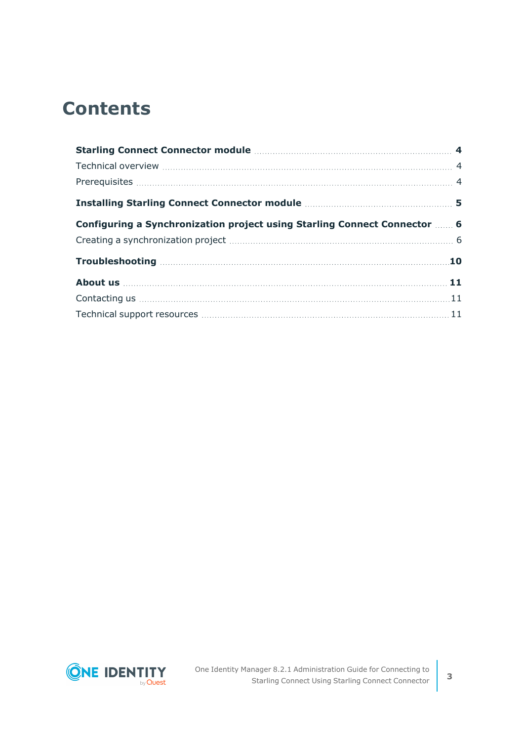# Contents

**Starling Connect Connector module** **4**

Technical overview 4

Prerequisites 4

**Installing Starling Connect Connector module** **5**

**Configuring a Synchronization project using Starling Connect Connector** **6**

Creating a synchronization project 6

**Troubleshooting** **10**

**About us** **11**

Contacting us 11

Technical support resources 11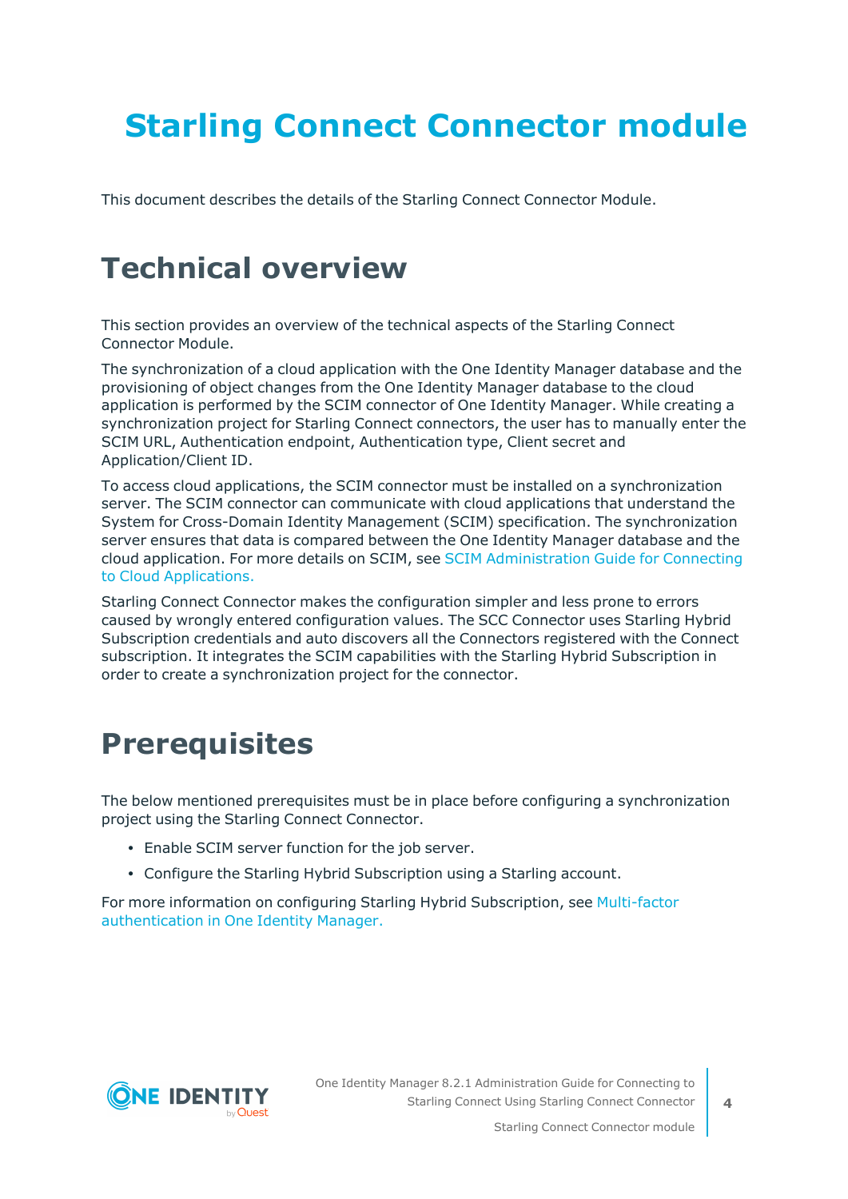# Starling Connect Connector module

This document describes the details of the Starling Connect Connector Module.

## Technical overview

This section provides an overview of the technical aspects of the Starling Connect Connector Module.

The synchronization of a cloud application with the One Identity Manager database and the provisioning of object changes from the One Identity Manager database to the cloud application is performed by the SCIM connector of One Identity Manager. While creating a synchronization project for Starling Connect connectors, the user has to manually enter the SCIM URL, Authentication endpoint, Authentication type, Client secret and Application/Client ID.

To access cloud applications, the SCIM connector must be installed on a synchronization server. The SCIM connector can communicate with cloud applications that understand the System for Cross-Domain Identity Management (SCIM) specification. The synchronization server ensures that data is compared between the One Identity Manager database and the cloud application. For more details on SCIM, see SCIM Administration Guide for Connecting to Cloud Applications.

Starling Connect Connector makes the configuration simpler and less prone to errors caused by wrongly entered configuration values. The SCC Connector uses Starling Hybrid Subscription credentials and auto discovers all the Connectors registered with the Connect subscription. It integrates the SCIM capabilities with the Starling Hybrid Subscription in order to create a synchronization project for the connector.

## Prerequisites

The below mentioned prerequisites must be in place before configuring a synchronization project using the Starling Connect Connector.

- Enable SCIM server function for the job server.
- Configure the Starling Hybrid Subscription using a Starling account.

For more information on configuring Starling Hybrid Subscription, see Multi-factor authentication in One Identity Manager.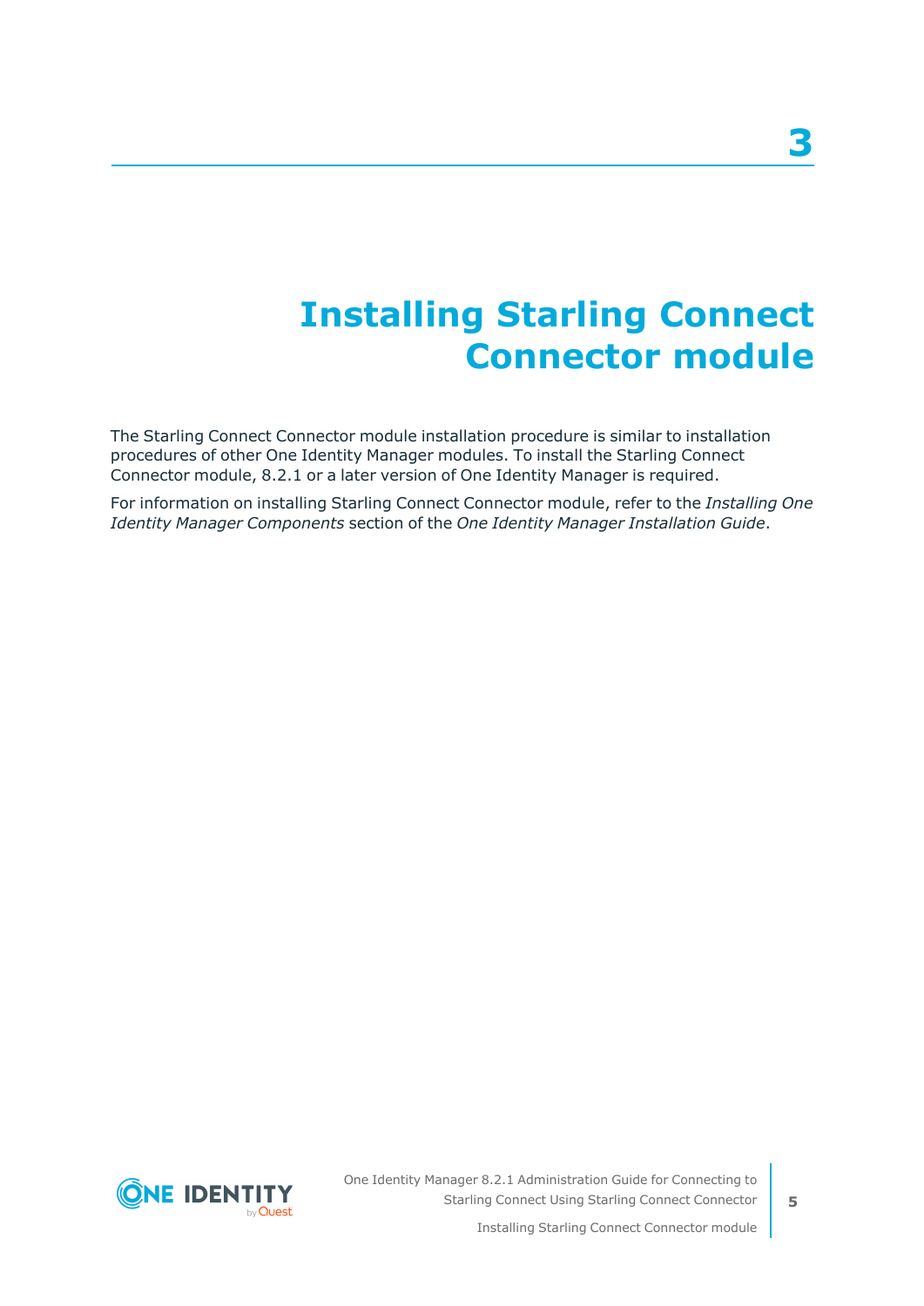# 3 Installing Starling Connect Connector module

The Starling Connect Connector module installation procedure is similar to installation procedures of other One Identity Manager modules. To install the Starling Connect Connector module, 8.2.1 or a later version of One Identity Manager is required.

For information on installing Starling Connect Connector module, refer to the *Installing One Identity Manager Components* section of the *One Identity Manager Installation Guide*.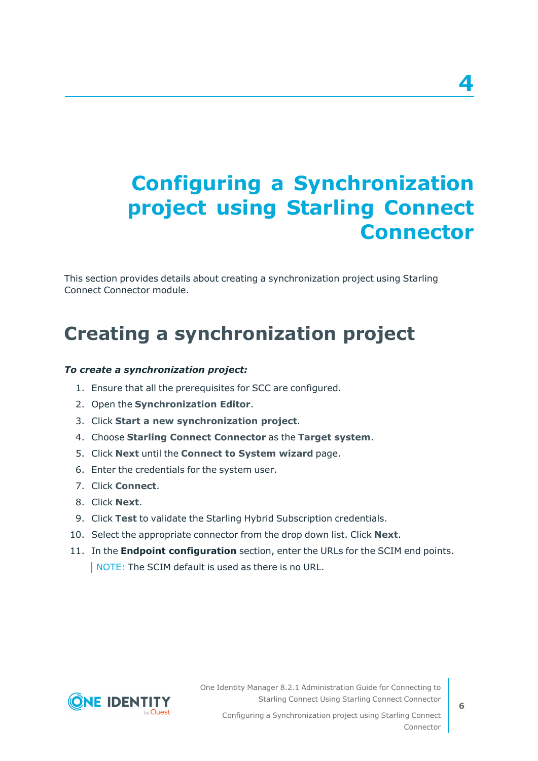# 4

# Configuring a Synchronization project using Starling Connect Connector

This section provides details about creating a synchronization project using Starling Connect Connector module.

## Creating a synchronization project

***To create a synchronization project:***

1. Ensure that all the prerequisites for SCC are configured.
2. Open the **Synchronization Editor**.
3. Click **Start a new synchronization project**.
4. Choose **Starling Connect Connector** as the **Target system**.
5. Click **Next** until the **Connect to System wizard** page.
6. Enter the credentials for the system user.
7. Click **Connect**.
8. Click **Next**.
9. Click **Test** to validate the Starling Hybrid Subscription credentials.
10. Select the appropriate connector from the drop down list. Click **Next**.
11. In the **Endpoint configuration** section, enter the URLs for the SCIM end points.

    NOTE: The SCIM default is used as there is no URL.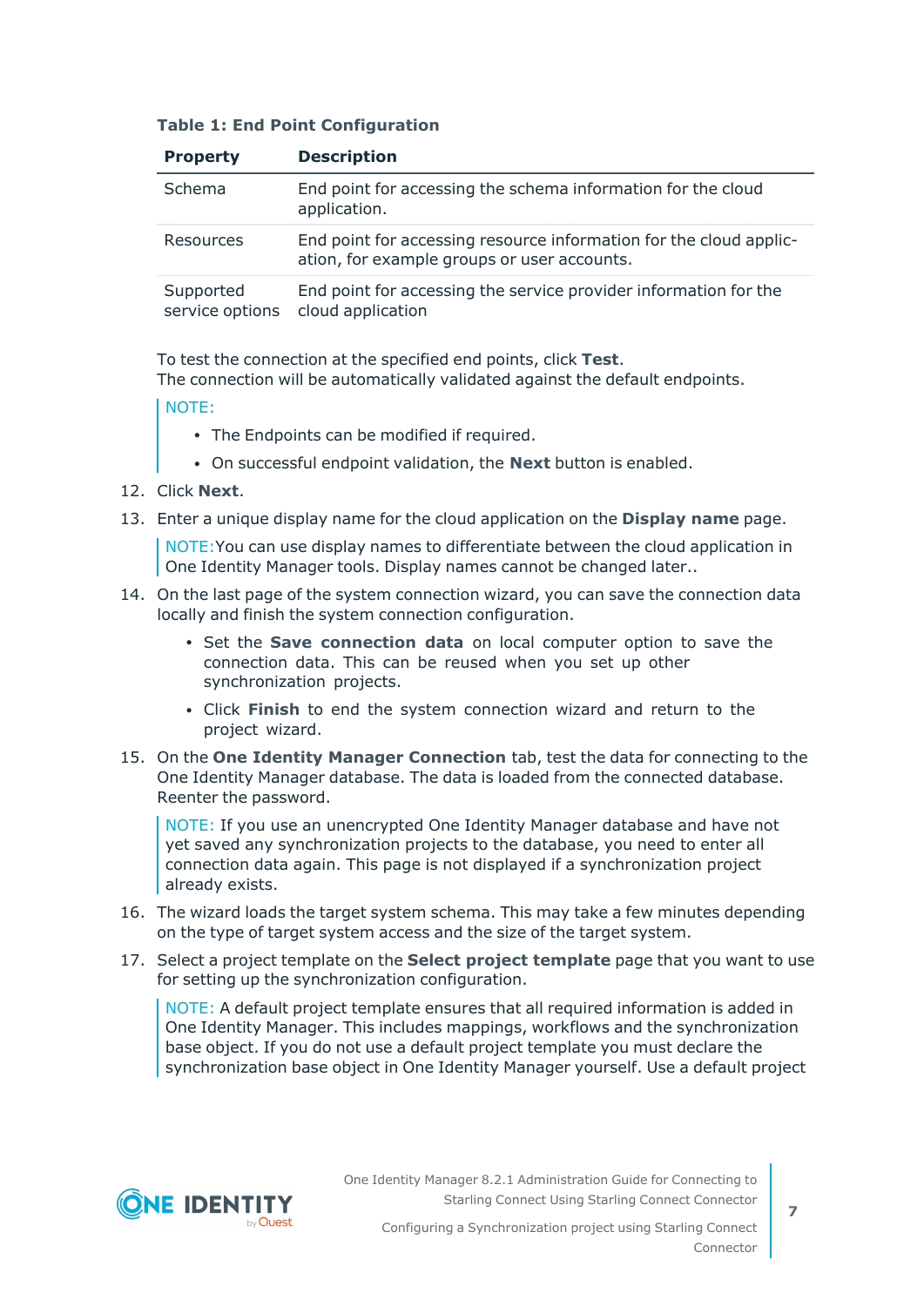**Table 1: End Point Configuration**

| Property | Description |
|---|---|
| Schema | End point for accessing the schema information for the cloud application. |
| Resources | End point for accessing resource information for the cloud application, for example groups or user accounts. |
| Supported service options | End point for accessing the service provider information for the cloud application |

To test the connection at the specified end points, click **Test**.
The connection will be automatically validated against the default endpoints.

> NOTE:
> - The Endpoints can be modified if required.
> - On successful endpoint validation, the **Next** button is enabled.

12. Click **Next**.
13. Enter a unique display name for the cloud application on the **Display name** page.

    > NOTE:You can use display names to differentiate between the cloud application in One Identity Manager tools. Display names cannot be changed later..

14. On the last page of the system connection wizard, you can save the connection data locally and finish the system connection configuration.
    - Set the **Save connection data** on local computer option to save the connection data. This can be reused when you set up other synchronization projects.
    - Click **Finish** to end the system connection wizard and return to the project wizard.
15. On the **One Identity Manager Connection** tab, test the data for connecting to the One Identity Manager database. The data is loaded from the connected database. Reenter the password.

    > NOTE: If you use an unencrypted One Identity Manager database and have not yet saved any synchronization projects to the database, you need to enter all connection data again. This page is not displayed if a synchronization project already exists.

16. The wizard loads the target system schema. This may take a few minutes depending on the type of target system access and the size of the target system.
17. Select a project template on the **Select project template** page that you want to use for setting up the synchronization configuration.

    > NOTE: A default project template ensures that all required information is added in One Identity Manager. This includes mappings, workflows and the synchronization base object. If you do not use a default project template you must declare the synchronization base object in One Identity Manager yourself. Use a default project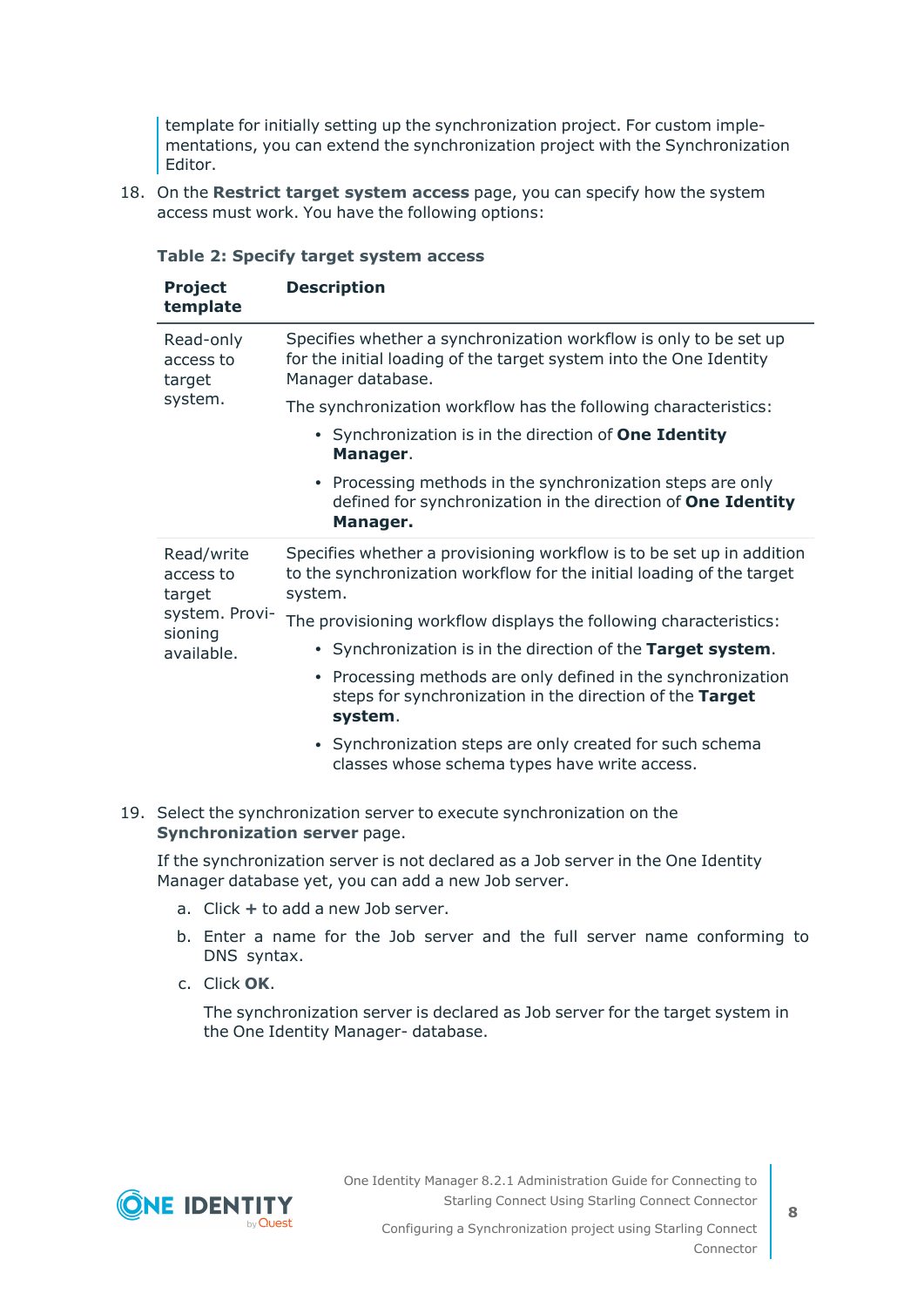template for initially setting up the synchronization project. For custom implementations, you can extend the synchronization project with the Synchronization Editor.

18. On the **Restrict target system access** page, you can specify how the system access must work. You have the following options:

**Table 2: Specify target system access**

| Project template | Description |
|---|---|
| Read-only access to target system. | Specifies whether a synchronization workflow is only to be set up for the initial loading of the target system into the One Identity Manager database.<br><br>The synchronization workflow has the following characteristics:<br><br>• Synchronization is in the direction of **One Identity Manager**.<br><br>• Processing methods in the synchronization steps are only defined for synchronization in the direction of **One Identity Manager.** |
| Read/write access to target system. Provisioning available. | Specifies whether a provisioning workflow is to be set up in addition to the synchronization workflow for the initial loading of the target system.<br><br>The provisioning workflow displays the following characteristics:<br><br>• Synchronization is in the direction of the **Target system**.<br><br>• Processing methods are only defined in the synchronization steps for synchronization in the direction of the **Target system**.<br><br>• Synchronization steps are only created for such schema classes whose schema types have write access. |

19. Select the synchronization server to execute synchronization on the **Synchronization server** page.

    If the synchronization server is not declared as a Job server in the One Identity Manager database yet, you can add a new Job server.

    a. Click **+** to add a new Job server.

    b. Enter a name for the Job server and the full server name conforming to DNS syntax.

    c. Click **OK**.

       The synchronization server is declared as Job server for the target system in the One Identity Manager- database.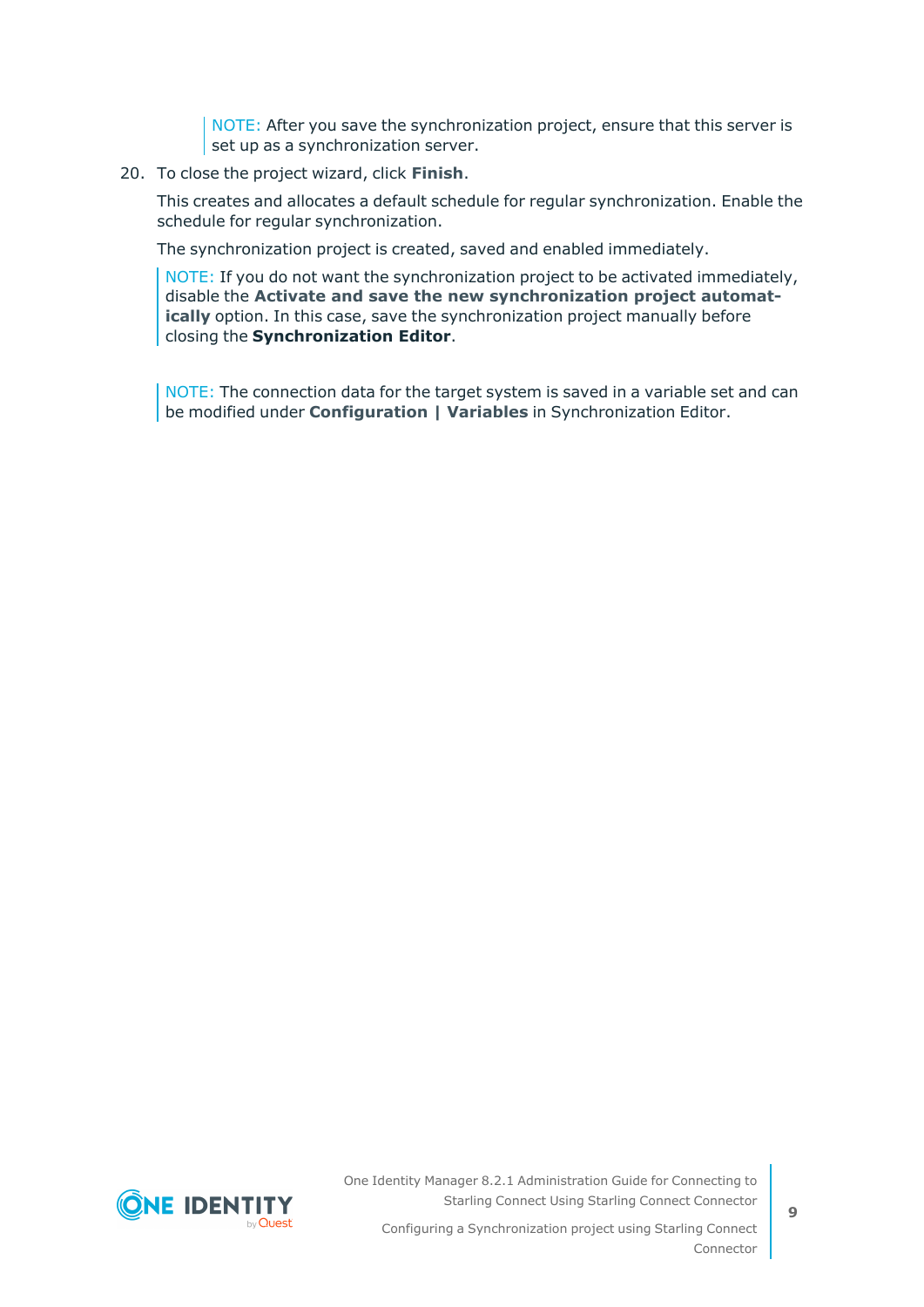NOTE: After you save the synchronization project, ensure that this server is set up as a synchronization server.

20. To close the project wizard, click **Finish**.

    This creates and allocates a default schedule for regular synchronization. Enable the schedule for regular synchronization.

    The synchronization project is created, saved and enabled immediately.

    NOTE: If you do not want the synchronization project to be activated immediately, disable the **Activate and save the new synchronization project automatically** option. In this case, save the synchronization project manually before closing the **Synchronization Editor**.

    NOTE: The connection data for the target system is saved in a variable set and can be modified under **Configuration | Variables** in Synchronization Editor.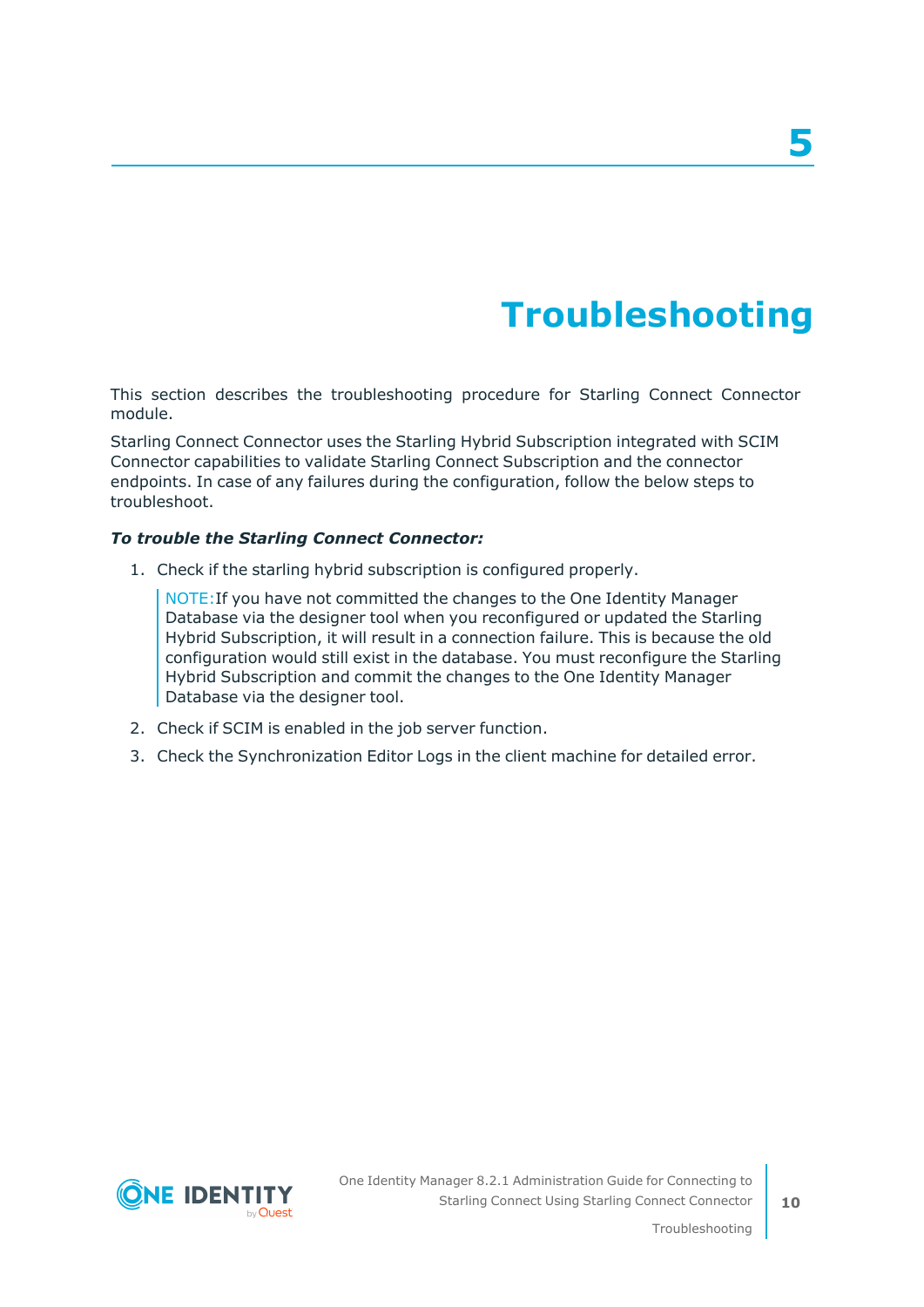# 5 Troubleshooting

This section describes the troubleshooting procedure for Starling Connect Connector module.

Starling Connect Connector uses the Starling Hybrid Subscription integrated with SCIM Connector capabilities to validate Starling Connect Subscription and the connector endpoints. In case of any failures during the configuration, follow the below steps to troubleshoot.

***To trouble the Starling Connect Connector:***

1. Check if the starling hybrid subscription is configured properly.

   NOTE: If you have not committed the changes to the One Identity Manager Database via the designer tool when you reconfigured or updated the Starling Hybrid Subscription, it will result in a connection failure. This is because the old configuration would still exist in the database. You must reconfigure the Starling Hybrid Subscription and commit the changes to the One Identity Manager Database via the designer tool.

2. Check if SCIM is enabled in the job server function.
3. Check the Synchronization Editor Logs in the client machine for detailed error.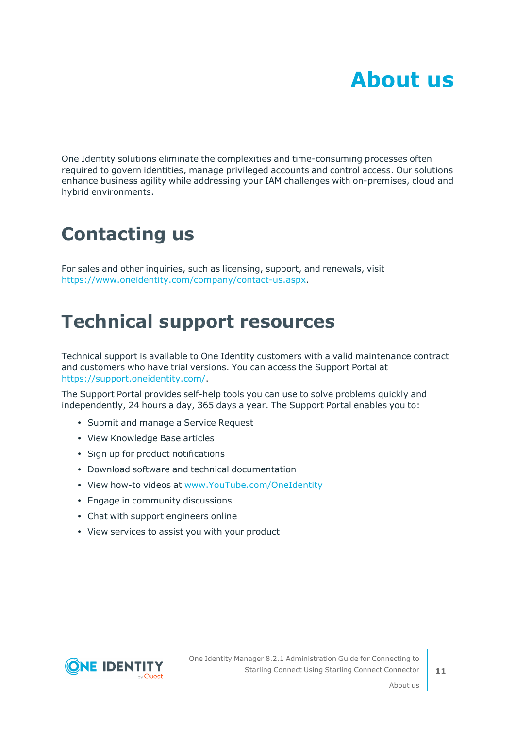# About us

One Identity solutions eliminate the complexities and time-consuming processes often required to govern identities, manage privileged accounts and control access. Our solutions enhance business agility while addressing your IAM challenges with on-premises, cloud and hybrid environments.

## Contacting us

For sales and other inquiries, such as licensing, support, and renewals, visit https://www.oneidentity.com/company/contact-us.aspx.

## Technical support resources

Technical support is available to One Identity customers with a valid maintenance contract and customers who have trial versions. You can access the Support Portal at https://support.oneidentity.com/.

The Support Portal provides self-help tools you can use to solve problems quickly and independently, 24 hours a day, 365 days a year. The Support Portal enables you to:

- Submit and manage a Service Request
- View Knowledge Base articles
- Sign up for product notifications
- Download software and technical documentation
- View how-to videos at www.YouTube.com/OneIdentity
- Engage in community discussions
- Chat with support engineers online
- View services to assist you with your product